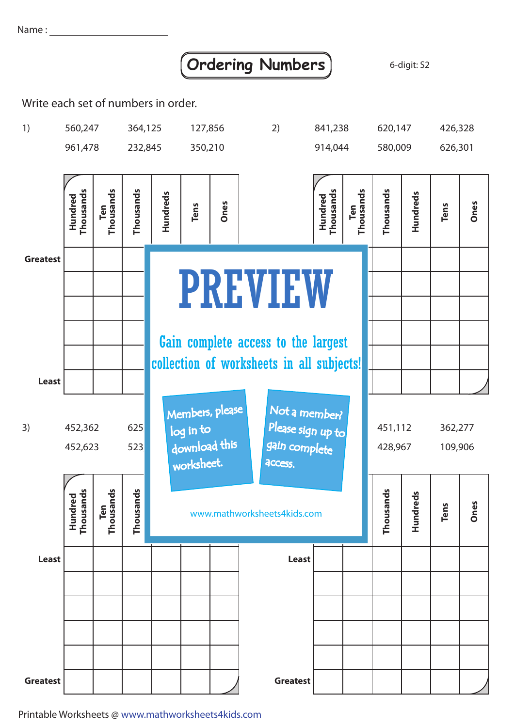Name : ______________________

# Ordering Numbers

6-digit: S2

Write each set of numbers in order.

1) 560,247 &nbsp;&nbsp; 364,125 &nbsp;&nbsp; 127,856
961,478 &nbsp;&nbsp; 232,845 &nbsp;&nbsp; 350,210

| | Hundred Thousands | Ten Thousands | Thousands | Hundreds | Tens | Ones |
|---|---|---|---|---|---|---|
| Greatest | | | | | | |
| | | | | | | |
| | | | | | | |
| | | | | | | |
| | | | | | | |
| Least | | | | | | |

2) 841,238 &nbsp;&nbsp; 620,147 &nbsp;&nbsp; 426,328
914,044 &nbsp;&nbsp; 580,009 &nbsp;&nbsp; 626,301

| | Hundred Thousands | Ten Thousands | Thousands | Hundreds | Tens | Ones |
|---|---|---|---|---|---|---|
| Greatest | | | | | | |
| | | | | | | |
| | | | | | | |
| | | | | | | |
| | | | | | | |
| Least | | | | | | |

3) 452,362 &nbsp;&nbsp; 625 &nbsp;&nbsp; 
452,623 &nbsp;&nbsp; 523

| | Hundred Thousands | Ten Thousands | Thousands | Hundreds | Tens | Ones |
|---|---|---|---|---|---|---|
| Least | | | | | | |
| | | | | | | |
| | | | | | | |
| | | | | | | |
| | | | | | | |
| Greatest | | | | | | |

4) 451,112 &nbsp;&nbsp; 362,277
428,967 &nbsp;&nbsp; 109,906

| | Hundred Thousands | Ten Thousands | Thousands | Hundreds | Tens | Ones |
|---|---|---|---|---|---|---|
| Least | | | | | | |
| | | | | | | |
| | | | | | | |
| | | | | | | |
| | | | | | | |
| Greatest | | | | | | |

PREVIEW

Gain complete access to the largest collection of worksheets in all subjects!

Members, please log in to download this worksheet.

Not a member? Please sign up to gain complete access.

www.mathworksheets4kids.com

Printable Worksheets @ www.mathworksheets4kids.com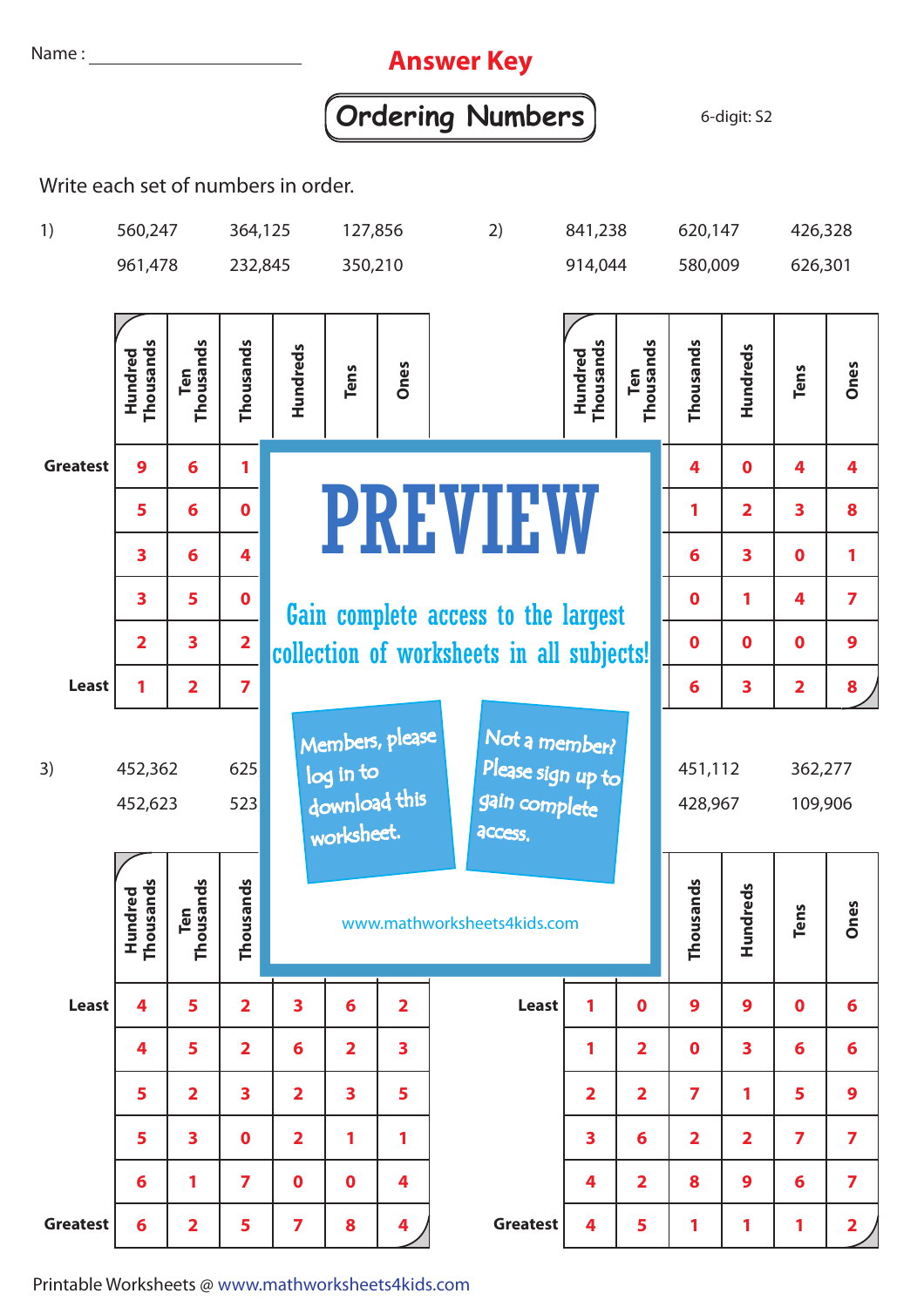Name : ______________________

**Answer Key**

# Ordering Numbers

6-digit: S2

Write each set of numbers in order.

1) 560,247 364,125 127,856
961,478 232,845 350,210

| | Hundred Thousands | Ten Thousands | Thousands | Hundreds | Tens | Ones |
|---|---|---|---|---|---|---|
| Greatest | 9 | 6 | 1 | | | |
| | 5 | 6 | 0 | | | |
| | 3 | 6 | 4 | | | |
| | 3 | 5 | 0 | | | |
| | 2 | 3 | 2 | | | |
| Least | 1 | 2 | 7 | | | |

2) 841,238 620,147 426,328
914,044 580,009 626,301

| | Hundred Thousands | Ten Thousands | Thousands | Hundreds | Tens | Ones |
|---|---|---|---|---|---|---|
| | | | 4 | 0 | 4 | 4 |
| | | | 1 | 2 | 3 | 8 |
| | | | 6 | 3 | 0 | 1 |
| | | | 0 | 1 | 4 | 7 |
| | | | 0 | 0 | 0 | 9 |
| | | | 6 | 3 | 2 | 8 |

3) 452,362 625
452,623 523

| | Hundred Thousands | Ten Thousands | Thousands | | | |
|---|---|---|---|---|---|---|
| Least | 4 | 5 | 2 | 3 | 6 | 2 |
| | 4 | 5 | 2 | 6 | 2 | 3 |
| | 5 | 2 | 3 | 2 | 3 | 5 |
| | 5 | 3 | 0 | 2 | 1 | 1 |
| | 6 | 1 | 7 | 0 | 0 | 4 |
| Greatest | 6 | 2 | 5 | 7 | 8 | 4 |

451,112 362,277
428,967 109,906

| | | | Thousands | Hundreds | Tens | Ones |
|---|---|---|---|---|---|---|
| Least | 1 | 0 | 9 | 9 | 0 | 6 |
| | 1 | 2 | 0 | 3 | 6 | 6 |
| | 2 | 2 | 7 | 1 | 5 | 9 |
| | 3 | 6 | 2 | 2 | 7 | 7 |
| | 4 | 2 | 8 | 9 | 6 | 7 |
| Greatest | 4 | 5 | 1 | 1 | 1 | 2 |

PREVIEW

Gain complete access to the largest collection of worksheets in all subjects!

Members, please log in to download this worksheet.

Not a member? Please sign up to gain complete access.

www.mathworksheets4kids.com

Printable Worksheets @ www.mathworksheets4kids.com